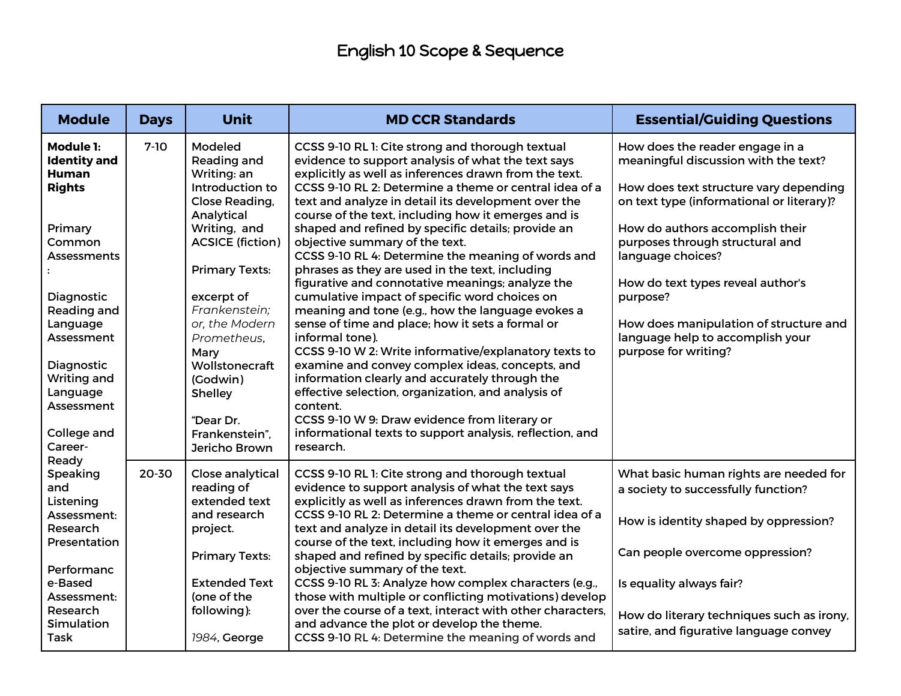# English 10 Scope & Sequence

| Module | Days | Unit | MD CCR Standards | Essential/Guiding Questions |
|---|---|---|---|---|
| **Module 1: Identity and Human Rights**<br><br>Primary Common Assessments:<br><br>Diagnostic Reading and Language Assessment<br><br>Diagnostic Writing and Language Assessment<br><br>College and Career-Ready Speaking and Listening Assessment: Research Presentation<br><br>Performance-Based Assessment: Research Simulation Task | 7-10 | Modeled Reading and Writing: an Introduction to Close Reading, Analytical Writing, and ACSICE (fiction)<br><br>Primary Texts:<br><br>excerpt of *Frankenstein; or, the Modern Prometheus*, Mary Wollstonecraft (Godwin) Shelley<br><br>"Dear Dr. Frankenstein", Jericho Brown | CCSS 9-10 RL 1: Cite strong and thorough textual evidence to support analysis of what the text says explicitly as well as inferences drawn from the text.<br>CCSS 9-10 RL 2: Determine a theme or central idea of a text and analyze in detail its development over the course of the text, including how it emerges and is shaped and refined by specific details; provide an objective summary of the text.<br>CCSS 9-10 RL 4: Determine the meaning of words and phrases as they are used in the text, including figurative and connotative meanings; analyze the cumulative impact of specific word choices on meaning and tone (e.g., how the language evokes a sense of time and place; how it sets a formal or informal tone).<br>CCSS 9-10 W 2: Write informative/explanatory texts to examine and convey complex ideas, concepts, and information clearly and accurately through the effective selection, organization, and analysis of content.<br>CCSS 9-10 W 9: Draw evidence from literary or informational texts to support analysis, reflection, and research. | How does the reader engage in a meaningful discussion with the text?<br><br>How does text structure vary depending on text type (informational or literary)?<br><br>How do authors accomplish their purposes through structural and language choices?<br><br>How do text types reveal author's purpose?<br><br>How does manipulation of structure and language help to accomplish your purpose for writing? |
| | 20-30 | Close analytical reading of extended text and research project.<br><br>Primary Texts:<br><br>Extended Text (one of the following):<br><br>*1984*, George | CCSS 9-10 RL 1: Cite strong and thorough textual evidence to support analysis of what the text says explicitly as well as inferences drawn from the text.<br>CCSS 9-10 RL 2: Determine a theme or central idea of a text and analyze in detail its development over the course of the text, including how it emerges and is shaped and refined by specific details; provide an objective summary of the text.<br>CCSS 9-10 RL 3: Analyze how complex characters (e.g., those with multiple or conflicting motivations) develop over the course of a text, interact with other characters, and advance the plot or develop the theme.<br>CCSS 9-10 RL 4: Determine the meaning of words and | What basic human rights are needed for a society to successfully function?<br><br>How is identity shaped by oppression?<br><br>Can people overcome oppression?<br><br>Is equality always fair?<br><br>How do literary techniques such as irony, satire, and figurative language convey |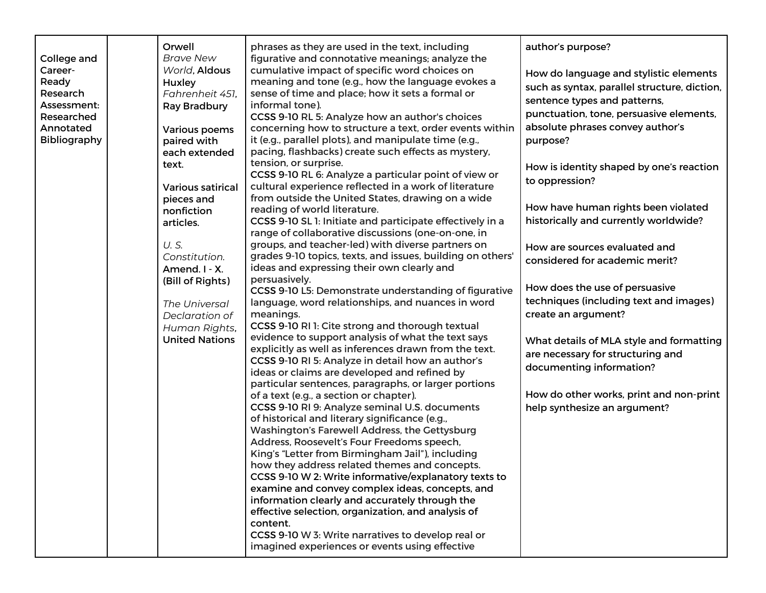| | | | | |
|---|---|---|---|---|
| College and Career-Ready Research Assessment: Researched Annotated Bibliography | | Orwell<br>*Brave New World*, Aldous Huxley<br>*Fahrenheit 451*, Ray Bradbury<br><br>Various poems paired with each extended text.<br><br>Various satirical pieces and nonfiction articles.<br><br>*U. S. Constitution.* Amend. I - X. (Bill of Rights)<br><br>*The Universal Declaration of Human Rights*, United Nations | phrases as they are used in the text, including figurative and connotative meanings; analyze the cumulative impact of specific word choices on meaning and tone (e.g., how the language evokes a sense of time and place; how it sets a formal or informal tone).<br>CCSS 9-10 RL 5: Analyze how an author's choices concerning how to structure a text, order events within it (e.g., parallel plots), and manipulate time (e.g., pacing, flashbacks) create such effects as mystery, tension, or surprise.<br>CCSS 9-10 RL 6: Analyze a particular point of view or cultural experience reflected in a work of literature from outside the United States, drawing on a wide reading of world literature.<br>CCSS 9-10 SL 1: Initiate and participate effectively in a range of collaborative discussions (one-on-one, in groups, and teacher-led) with diverse partners on grades 9-10 topics, texts, and issues, building on others' ideas and expressing their own clearly and persuasively.<br>CCSS 9-10 L5: Demonstrate understanding of figurative language, word relationships, and nuances in word meanings.<br>CCSS 9-10 RI 1: Cite strong and thorough textual evidence to support analysis of what the text says explicitly as well as inferences drawn from the text.<br>CCSS 9-10 RI 5: Analyze in detail how an author's ideas or claims are developed and refined by particular sentences, paragraphs, or larger portions of a text (e.g., a section or chapter).<br>CCSS 9-10 RI 9: Analyze seminal U.S. documents of historical and literary significance (e.g., Washington's Farewell Address, the Gettysburg Address, Roosevelt's Four Freedoms speech, King's "Letter from Birmingham Jail"), including how they address related themes and concepts.<br>CCSS 9-10 W 2: Write informative/explanatory texts to examine and convey complex ideas, concepts, and information clearly and accurately through the effective selection, organization, and analysis of content.<br>CCSS 9-10 W 3: Write narratives to develop real or imagined experiences or events using effective | author's purpose?<br><br>How do language and stylistic elements such as syntax, parallel structure, diction, sentence types and patterns, punctuation, tone, persuasive elements, absolute phrases convey author's purpose?<br><br>How is identity shaped by one's reaction to oppression?<br><br>How have human rights been violated historically and currently worldwide?<br><br>How are sources evaluated and considered for academic merit?<br><br>How does the use of persuasive techniques (including text and images) create an argument?<br><br>What details of MLA style and formatting are necessary for structuring and documenting information?<br><br>How do other works, print and non-print help synthesize an argument? |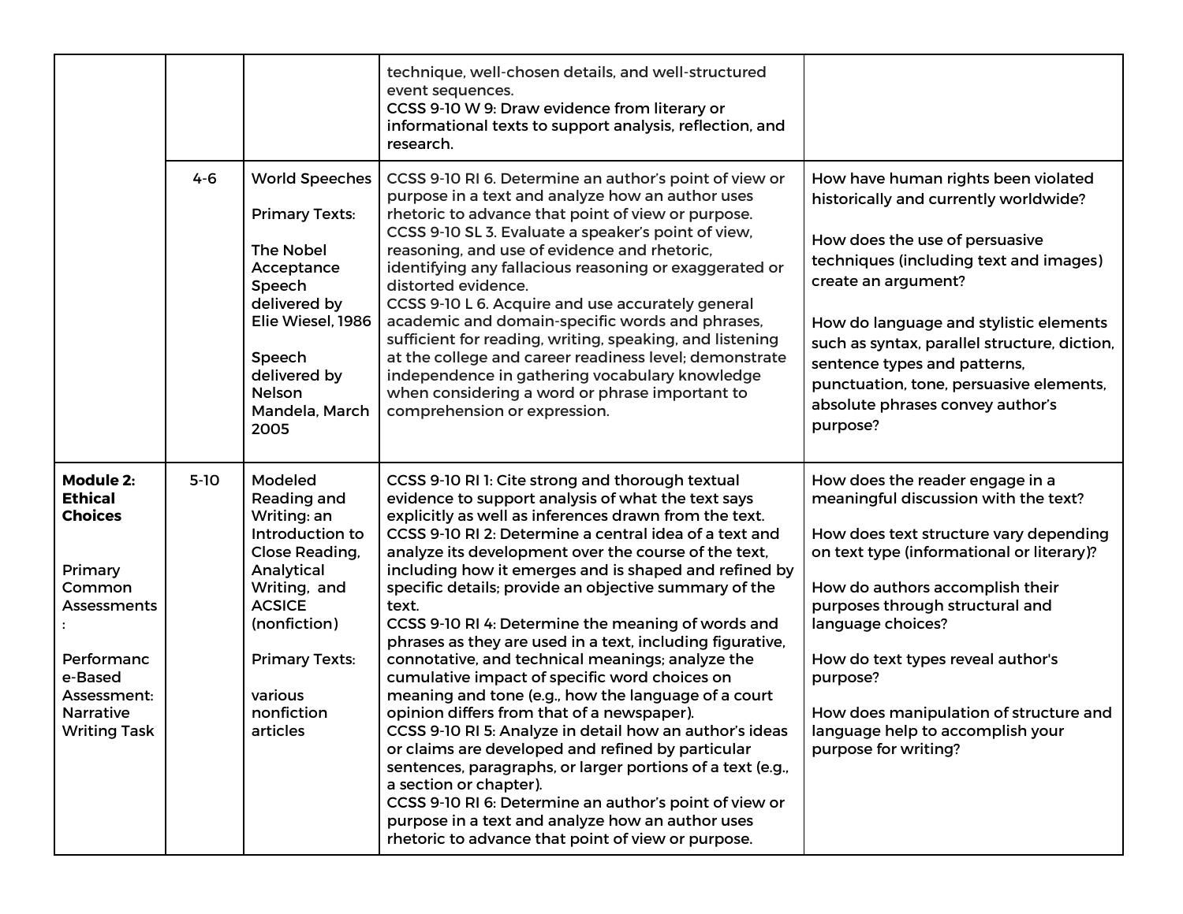| | | | | |
|---|---|---|---|---|
| | | | technique, well-chosen details, and well-structured event sequences.<br>CCSS 9-10 W 9: Draw evidence from literary or informational texts to support analysis, reflection, and research. | |
| | 4-6 | World Speeches<br><br>Primary Texts:<br><br>The Nobel Acceptance Speech delivered by Elie Wiesel, 1986<br><br>Speech delivered by Nelson Mandela, March 2005 | CCSS 9-10 RI 6. Determine an author's point of view or purpose in a text and analyze how an author uses rhetoric to advance that point of view or purpose.<br>CCSS 9-10 SL 3. Evaluate a speaker's point of view, reasoning, and use of evidence and rhetoric, identifying any fallacious reasoning or exaggerated or distorted evidence.<br>CCSS 9-10 L 6. Acquire and use accurately general academic and domain-specific words and phrases, sufficient for reading, writing, speaking, and listening at the college and career readiness level; demonstrate independence in gathering vocabulary knowledge when considering a word or phrase important to comprehension or expression. | How have human rights been violated historically and currently worldwide?<br><br>How does the use of persuasive techniques (including text and images) create an argument?<br><br>How do language and stylistic elements such as syntax, parallel structure, diction, sentence types and patterns, punctuation, tone, persuasive elements, absolute phrases convey author's purpose? |
| **Module 2: Ethical Choices**<br><br>Primary Common Assessments:<br><br>Performance-Based Assessment: Narrative Writing Task | 5-10 | Modeled Reading and Writing: an Introduction to Close Reading, Analytical Writing, and ACSICE (nonfiction)<br><br>Primary Texts:<br><br>various nonfiction articles | CCSS 9-10 RI 1: Cite strong and thorough textual evidence to support analysis of what the text says explicitly as well as inferences drawn from the text.<br>CCSS 9-10 RI 2: Determine a central idea of a text and analyze its development over the course of the text, including how it emerges and is shaped and refined by specific details; provide an objective summary of the text.<br>CCSS 9-10 RI 4: Determine the meaning of words and phrases as they are used in a text, including figurative, connotative, and technical meanings; analyze the cumulative impact of specific word choices on meaning and tone (e.g., how the language of a court opinion differs from that of a newspaper).<br>CCSS 9-10 RI 5: Analyze in detail how an author's ideas or claims are developed and refined by particular sentences, paragraphs, or larger portions of a text (e.g., a section or chapter).<br>CCSS 9-10 RI 6: Determine an author's point of view or purpose in a text and analyze how an author uses rhetoric to advance that point of view or purpose. | How does the reader engage in a meaningful discussion with the text?<br><br>How does text structure vary depending on text type (informational or literary)?<br><br>How do authors accomplish their purposes through structural and language choices?<br><br>How do text types reveal author's purpose?<br><br>How does manipulation of structure and language help to accomplish your purpose for writing? |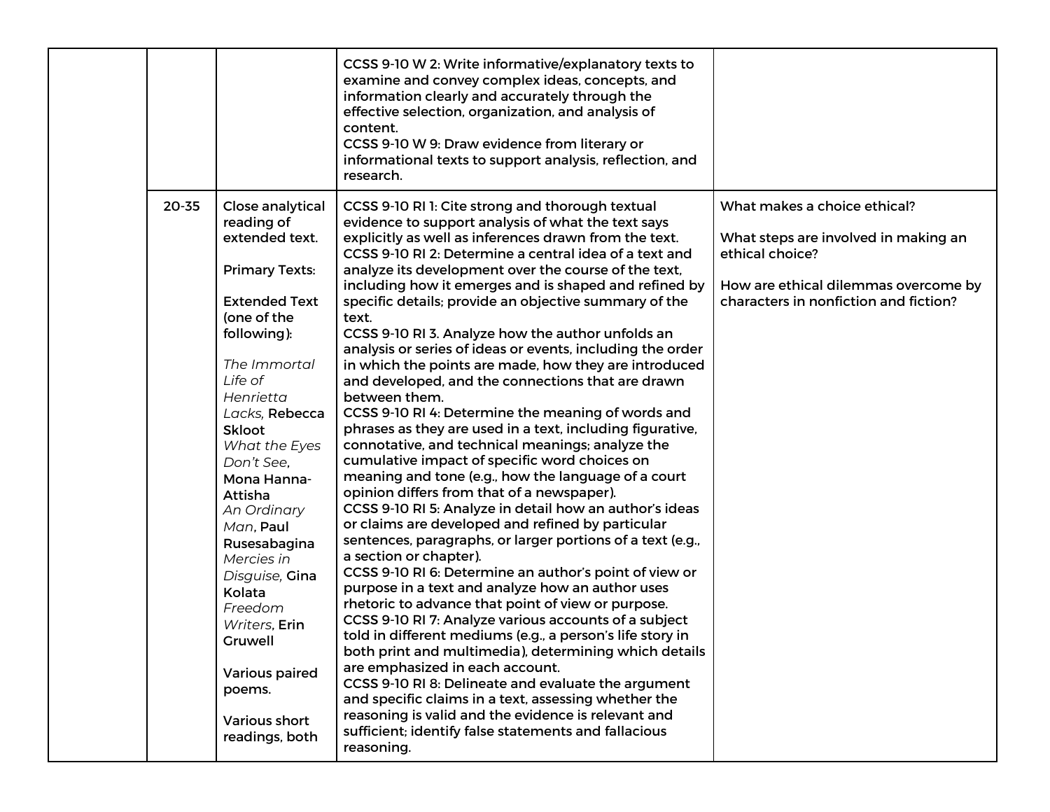| | | | | |
|---|---|---|---|---|
| | | | CCSS 9-10 W 2: Write informative/explanatory texts to examine and convey complex ideas, concepts, and information clearly and accurately through the effective selection, organization, and analysis of content.<br>CCSS 9-10 W 9: Draw evidence from literary or informational texts to support analysis, reflection, and research. | |
| | 20-35 | Close analytical reading of extended text.<br><br>Primary Texts:<br><br>Extended Text (one of the following):<br><br>*The Immortal Life of Henrietta Lacks*, Rebecca Skloot<br>*What the Eyes Don't See*, Mona Hanna-Attisha<br>*An Ordinary Man*, Paul Rusesabagina<br>*Mercies in Disguise*, Gina Kolata<br>*Freedom Writers*, Erin Gruwell<br><br>Various paired poems.<br><br>Various short readings, both | CCSS 9-10 RI 1: Cite strong and thorough textual evidence to support analysis of what the text says explicitly as well as inferences drawn from the text.<br>CCSS 9-10 RI 2: Determine a central idea of a text and analyze its development over the course of the text, including how it emerges and is shaped and refined by specific details; provide an objective summary of the text.<br>CCSS 9-10 RI 3. Analyze how the author unfolds an analysis or series of ideas or events, including the order in which the points are made, how they are introduced and developed, and the connections that are drawn between them.<br>CCSS 9-10 RI 4: Determine the meaning of words and phrases as they are used in a text, including figurative, connotative, and technical meanings; analyze the cumulative impact of specific word choices on meaning and tone (e.g., how the language of a court opinion differs from that of a newspaper).<br>CCSS 9-10 RI 5: Analyze in detail how an author's ideas or claims are developed and refined by particular sentences, paragraphs, or larger portions of a text (e.g., a section or chapter).<br>CCSS 9-10 RI 6: Determine an author's point of view or purpose in a text and analyze how an author uses rhetoric to advance that point of view or purpose.<br>CCSS 9-10 RI 7: Analyze various accounts of a subject told in different mediums (e.g., a person's life story in both print and multimedia), determining which details are emphasized in each account.<br>CCSS 9-10 RI 8: Delineate and evaluate the argument and specific claims in a text, assessing whether the reasoning is valid and the evidence is relevant and sufficient; identify false statements and fallacious reasoning. | What makes a choice ethical?<br><br>What steps are involved in making an ethical choice?<br><br>How are ethical dilemmas overcome by characters in nonfiction and fiction? |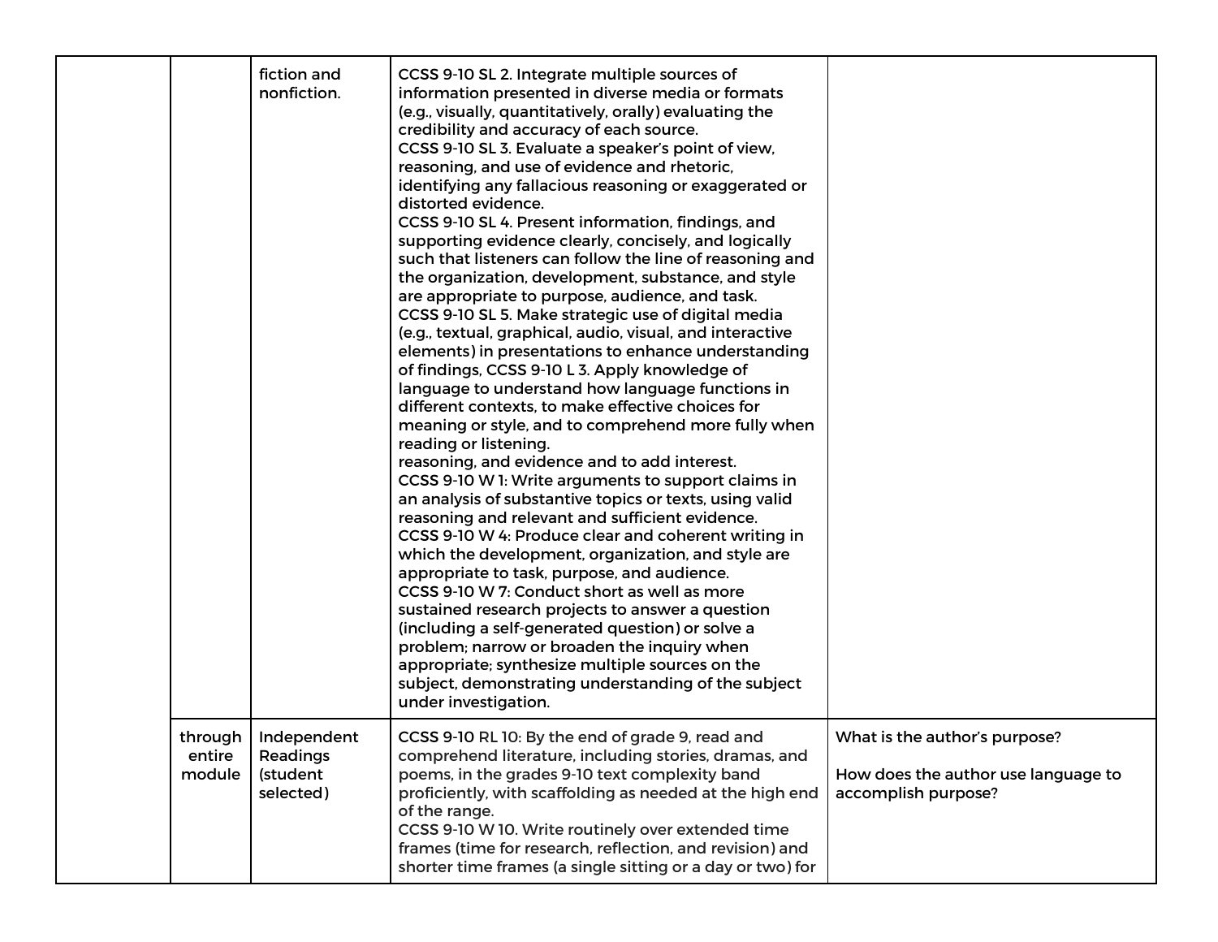| | | | | |
|---|---|---|---|---|
| | | fiction and nonfiction. | CCSS 9-10 SL 2. Integrate multiple sources of information presented in diverse media or formats (e.g., visually, quantitatively, orally) evaluating the credibility and accuracy of each source.<br>CCSS 9-10 SL 3. Evaluate a speaker's point of view, reasoning, and use of evidence and rhetoric, identifying any fallacious reasoning or exaggerated or distorted evidence.<br>CCSS 9-10 SL 4. Present information, findings, and supporting evidence clearly, concisely, and logically such that listeners can follow the line of reasoning and the organization, development, substance, and style are appropriate to purpose, audience, and task.<br>CCSS 9-10 SL 5. Make strategic use of digital media (e.g., textual, graphical, audio, visual, and interactive elements) in presentations to enhance understanding of findings, CCSS 9-10 L 3. Apply knowledge of language to understand how language functions in different contexts, to make effective choices for meaning or style, and to comprehend more fully when reading or listening.<br>reasoning, and evidence and to add interest.<br>CCSS 9-10 W 1: Write arguments to support claims in an analysis of substantive topics or texts, using valid reasoning and relevant and sufficient evidence.<br>CCSS 9-10 W 4: Produce clear and coherent writing in which the development, organization, and style are appropriate to task, purpose, and audience.<br>CCSS 9-10 W 7: Conduct short as well as more sustained research projects to answer a question (including a self-generated question) or solve a problem; narrow or broaden the inquiry when appropriate; synthesize multiple sources on the subject, demonstrating understanding of the subject under investigation. | |
| | through entire module | Independent Readings (student selected) | CCSS 9-10 RL 10: By the end of grade 9, read and comprehend literature, including stories, dramas, and poems, in the grades 9-10 text complexity band proficiently, with scaffolding as needed at the high end of the range.<br>CCSS 9-10 W 10. Write routinely over extended time frames (time for research, reflection, and revision) and shorter time frames (a single sitting or a day or two) for | What is the author's purpose?<br><br>How does the author use language to accomplish purpose? |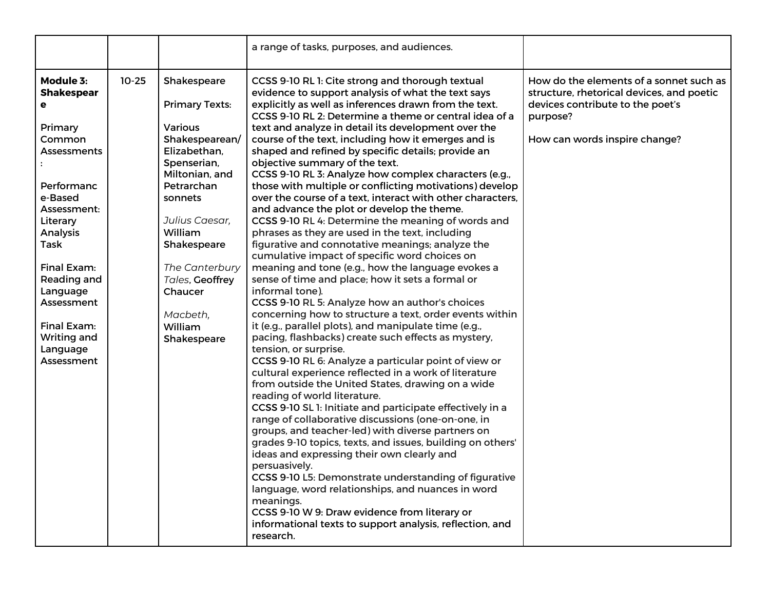| | | | | |
|---|---|---|---|---|
| | | | a range of tasks, purposes, and audiences. | |
| **Module 3: Shakespeare**<br><br>Primary Common Assessments:<br><br>Performance-Based Assessment: Literary Analysis Task<br><br>Final Exam: Reading and Language Assessment<br><br>Final Exam: Writing and Language Assessment | 10-25 | Shakespeare<br><br>Primary Texts:<br><br>Various Shakespearean/ Elizabethan, Spenserian, Miltonian, and Petrarchan sonnets<br><br>*Julius Caesar*, William Shakespeare<br><br>*The Canterbury Tales*, Geoffrey Chaucer<br><br>*Macbeth*, William Shakespeare | CCSS 9-10 RL 1: Cite strong and thorough textual evidence to support analysis of what the text says explicitly as well as inferences drawn from the text.<br>CCSS 9-10 RL 2: Determine a theme or central idea of a text and analyze in detail its development over the course of the text, including how it emerges and is shaped and refined by specific details; provide an objective summary of the text.<br>CCSS 9-10 RL 3: Analyze how complex characters (e.g., those with multiple or conflicting motivations) develop over the course of a text, interact with other characters, and advance the plot or develop the theme.<br>CCSS 9-10 RL 4: Determine the meaning of words and phrases as they are used in the text, including figurative and connotative meanings; analyze the cumulative impact of specific word choices on meaning and tone (e.g., how the language evokes a sense of time and place; how it sets a formal or informal tone).<br>CCSS 9-10 RL 5: Analyze how an author's choices concerning how to structure a text, order events within it (e.g., parallel plots), and manipulate time (e.g., pacing, flashbacks) create such effects as mystery, tension, or surprise.<br>CCSS 9-10 RL 6: Analyze a particular point of view or cultural experience reflected in a work of literature from outside the United States, drawing on a wide reading of world literature.<br>CCSS 9-10 SL 1: Initiate and participate effectively in a range of collaborative discussions (one-on-one, in groups, and teacher-led) with diverse partners on grades 9-10 topics, texts, and issues, building on others' ideas and expressing their own clearly and persuasively.<br>CCSS 9-10 L5: Demonstrate understanding of figurative language, word relationships, and nuances in word meanings.<br>CCSS 9-10 W 9: Draw evidence from literary or informational texts to support analysis, reflection, and research. | How do the elements of a sonnet such as structure, rhetorical devices, and poetic devices contribute to the poet's purpose?<br><br>How can words inspire change? |